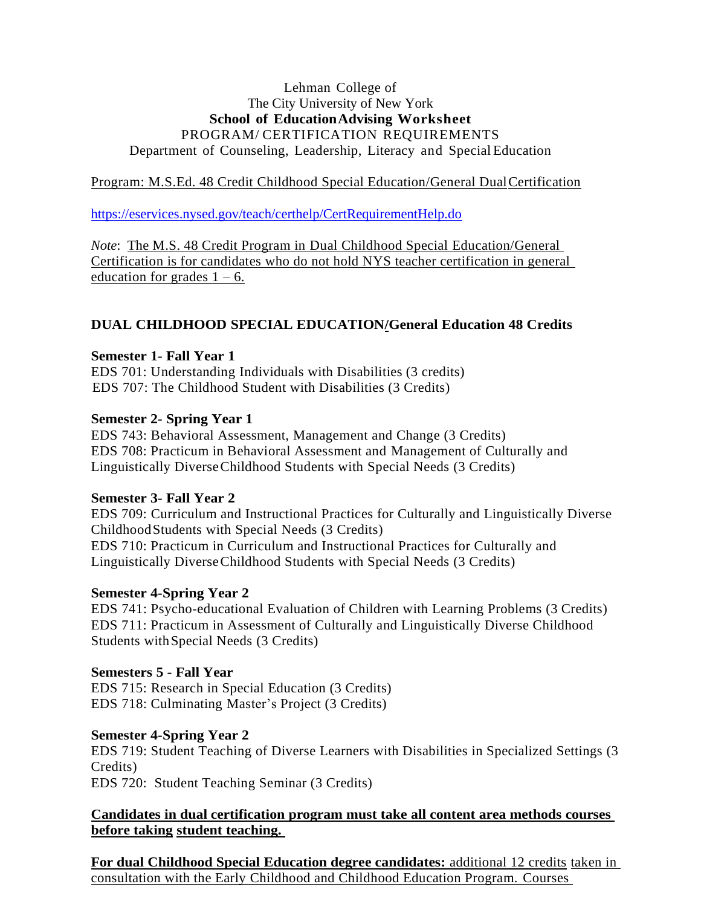Lehman College of
The City University of New York
**School of Education Advising Worksheet**
PROGRAM/ CERTIFICATION REQUIREMENTS
Department of Counseling, Leadership, Literacy and Special Education

Program: M.S.Ed. 48 Credit Childhood Special Education/General Dual Certification

https://eservices.nysed.gov/teach/certhelp/CertRequirementHelp.do

*Note*: The M.S. 48 Credit Program in Dual Childhood Special Education/General Certification is for candidates who do not hold NYS teacher certification in general education for grades 1 – 6.

## DUAL CHILDHOOD SPECIAL EDUCATION/General Education 48 Credits

**Semester 1- Fall Year 1**
EDS 701: Understanding Individuals with Disabilities (3 credits)
EDS 707: The Childhood Student with Disabilities (3 Credits)

**Semester 2- Spring Year 1**
EDS 743: Behavioral Assessment, Management and Change (3 Credits)
EDS 708: Practicum in Behavioral Assessment and Management of Culturally and Linguistically Diverse Childhood Students with Special Needs (3 Credits)

**Semester 3- Fall Year 2**
EDS 709: Curriculum and Instructional Practices for Culturally and Linguistically Diverse Childhood Students with Special Needs (3 Credits)
EDS 710: Practicum in Curriculum and Instructional Practices for Culturally and Linguistically Diverse Childhood Students with Special Needs (3 Credits)

**Semester 4-Spring Year 2**
EDS 741: Psycho-educational Evaluation of Children with Learning Problems (3 Credits)
EDS 711: Practicum in Assessment of Culturally and Linguistically Diverse Childhood Students with Special Needs (3 Credits)

**Semesters 5 - Fall Year**
EDS 715: Research in Special Education (3 Credits)
EDS 718: Culminating Master's Project (3 Credits)

**Semester 4-Spring Year 2**
EDS 719: Student Teaching of Diverse Learners with Disabilities in Specialized Settings (3 Credits)
EDS 720: Student Teaching Seminar (3 Credits)

**Candidates in dual certification program must take all content area methods courses before taking student teaching.**

**For dual Childhood Special Education degree candidates:** additional 12 credits taken in consultation with the Early Childhood and Childhood Education Program. Courses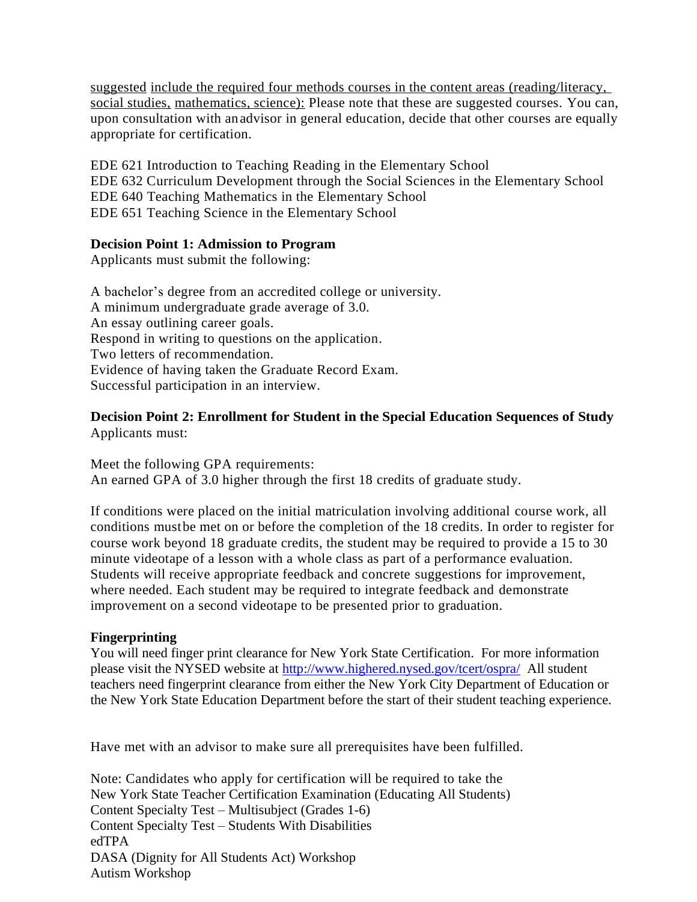suggested include the required four methods courses in the content areas (reading/literacy, social studies, mathematics, science): Please note that these are suggested courses. You can, upon consultation with an advisor in general education, decide that other courses are equally appropriate for certification.

EDE 621 Introduction to Teaching Reading in the Elementary School
EDE 632 Curriculum Development through the Social Sciences in the Elementary School
EDE 640 Teaching Mathematics in the Elementary School
EDE 651 Teaching Science in the Elementary School

**Decision Point 1: Admission to Program**
Applicants must submit the following:

A bachelor's degree from an accredited college or university.
A minimum undergraduate grade average of 3.0.
An essay outlining career goals.
Respond in writing to questions on the application.
Two letters of recommendation.
Evidence of having taken the Graduate Record Exam.
Successful participation in an interview.

**Decision Point 2: Enrollment for Student in the Special Education Sequences of Study**
Applicants must:

Meet the following GPA requirements:
An earned GPA of 3.0 higher through the first 18 credits of graduate study.

If conditions were placed on the initial matriculation involving additional course work, all conditions must be met on or before the completion of the 18 credits. In order to register for course work beyond 18 graduate credits, the student may be required to provide a 15 to 30 minute videotape of a lesson with a whole class as part of a performance evaluation. Students will receive appropriate feedback and concrete suggestions for improvement, where needed. Each student may be required to integrate feedback and demonstrate improvement on a second videotape to be presented prior to graduation.

**Fingerprinting**
You will need finger print clearance for New York State Certification. For more information please visit the NYSED website at http://www.highered.nysed.gov/tcert/ospra/ All student teachers need fingerprint clearance from either the New York City Department of Education or the New York State Education Department before the start of their student teaching experience.

Have met with an advisor to make sure all prerequisites have been fulfilled.

Note: Candidates who apply for certification will be required to take the
New York State Teacher Certification Examination (Educating All Students)
Content Specialty Test – Multisubject (Grades 1-6)
Content Specialty Test – Students With Disabilities
edTPA
DASA (Dignity for All Students Act) Workshop
Autism Workshop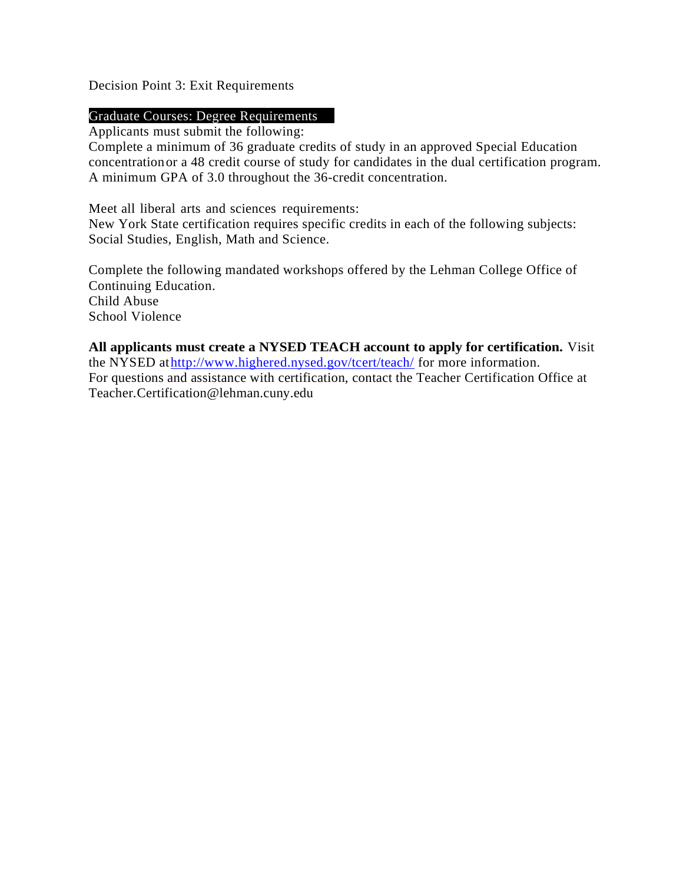Decision Point 3: Exit Requirements

## Graduate Courses: Degree Requirements

Applicants must submit the following:

Complete a minimum of 36 graduate credits of study in an approved Special Education concentration or a 48 credit course of study for candidates in the dual certification program.

A minimum GPA of 3.0 throughout the 36-credit concentration.

Meet all liberal arts and sciences requirements:

New York State certification requires specific credits in each of the following subjects: Social Studies, English, Math and Science.

Complete the following mandated workshops offered by the Lehman College Office of Continuing Education.

Child Abuse

School Violence

**All applicants must create a NYSED TEACH account to apply for certification.** Visit the NYSED at http://www.highered.nysed.gov/tcert/teach/ for more information.

For questions and assistance with certification, contact the Teacher Certification Office at Teacher.Certification@lehman.cuny.edu